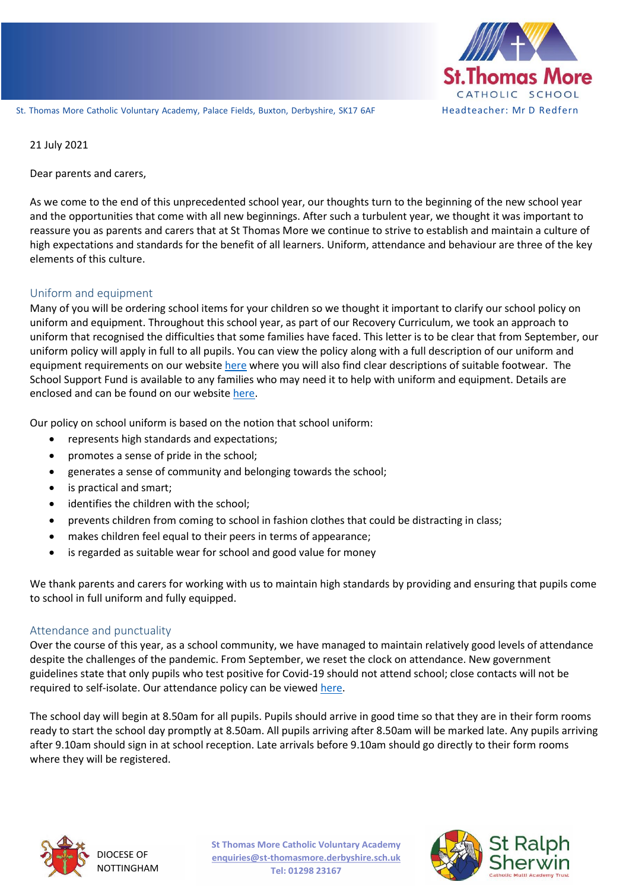St. Thomas More Catholic Voluntary Academy, Palace Fields, Buxton, Derbyshire, SK17 6AF

Headteacher: Mr D Redfern

21 July 2021

Dear parents and carers,

As we come to the end of this unprecedented school year, our thoughts turn to the beginning of the new school year and the opportunities that come with all new beginnings. After such a turbulent year, we thought it was important to reassure you as parents and carers that at St Thomas More we continue to strive to establish and maintain a culture of high expectations and standards for the benefit of all learners. Uniform, attendance and behaviour are three of the key elements of this culture.

## Uniform and equipment

Many of you will be ordering school items for your children so we thought it important to clarify our school policy on uniform and equipment. Throughout this school year, as part of our Recovery Curriculum, we took an approach to uniform that recognised the difficulties that some families have faced. This letter is to be clear that from September, our uniform policy will apply in full to all pupils. You can view the policy along with a full description of our uniform and equipment requirements on our website here where you will also find clear descriptions of suitable footwear. The School Support Fund is available to any families who may need it to help with uniform and equipment. Details are enclosed and can be found on our website here.

Our policy on school uniform is based on the notion that school uniform:

- represents high standards and expectations;
- promotes a sense of pride in the school;
- generates a sense of community and belonging towards the school;
- is practical and smart;
- identifies the children with the school;
- prevents children from coming to school in fashion clothes that could be distracting in class;
- makes children feel equal to their peers in terms of appearance;
- is regarded as suitable wear for school and good value for money

We thank parents and carers for working with us to maintain high standards by providing and ensuring that pupils come to school in full uniform and fully equipped.

## Attendance and punctuality

Over the course of this year, as a school community, we have managed to maintain relatively good levels of attendance despite the challenges of the pandemic. From September, we reset the clock on attendance. New government guidelines state that only pupils who test positive for Covid-19 should not attend school; close contacts will not be required to self-isolate. Our attendance policy can be viewed here.

The school day will begin at 8.50am for all pupils. Pupils should arrive in good time so that they are in their form rooms ready to start the school day promptly at 8.50am. All pupils arriving after 8.50am will be marked late. Any pupils arriving after 9.10am should sign in at school reception. Late arrivals before 9.10am should go directly to their form rooms where they will be registered.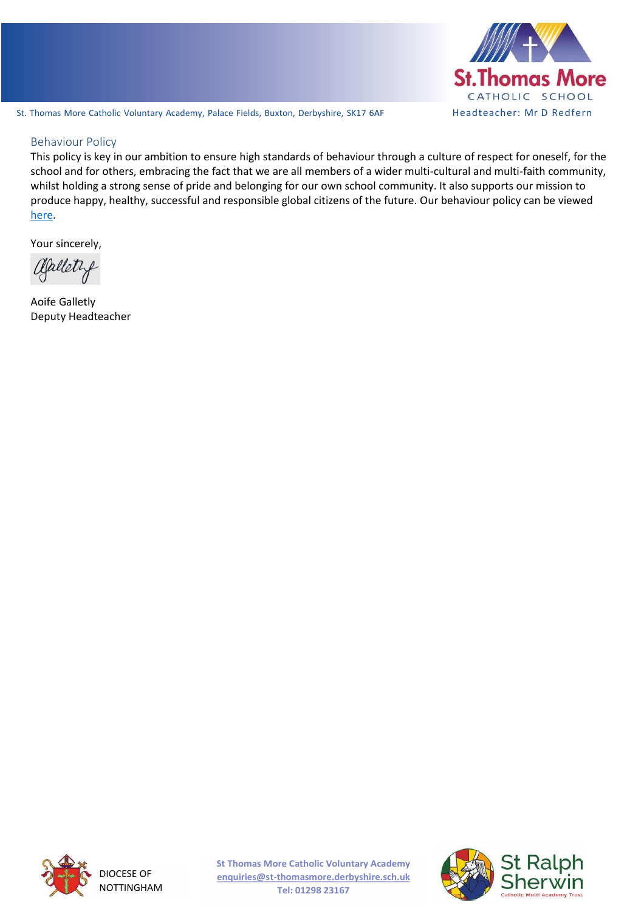## Behaviour Policy

This policy is key in our ambition to ensure high standards of behaviour through a culture of respect for oneself, for the school and for others, embracing the fact that we are all members of a wider multi-cultural and multi-faith community, whilst holding a strong sense of pride and belonging for our own school community. It also supports our mission to produce happy, healthy, successful and responsible global citizens of the future. Our behaviour policy can be viewed here.

Your sincerely,

Aoife Galletly
Deputy Headteacher